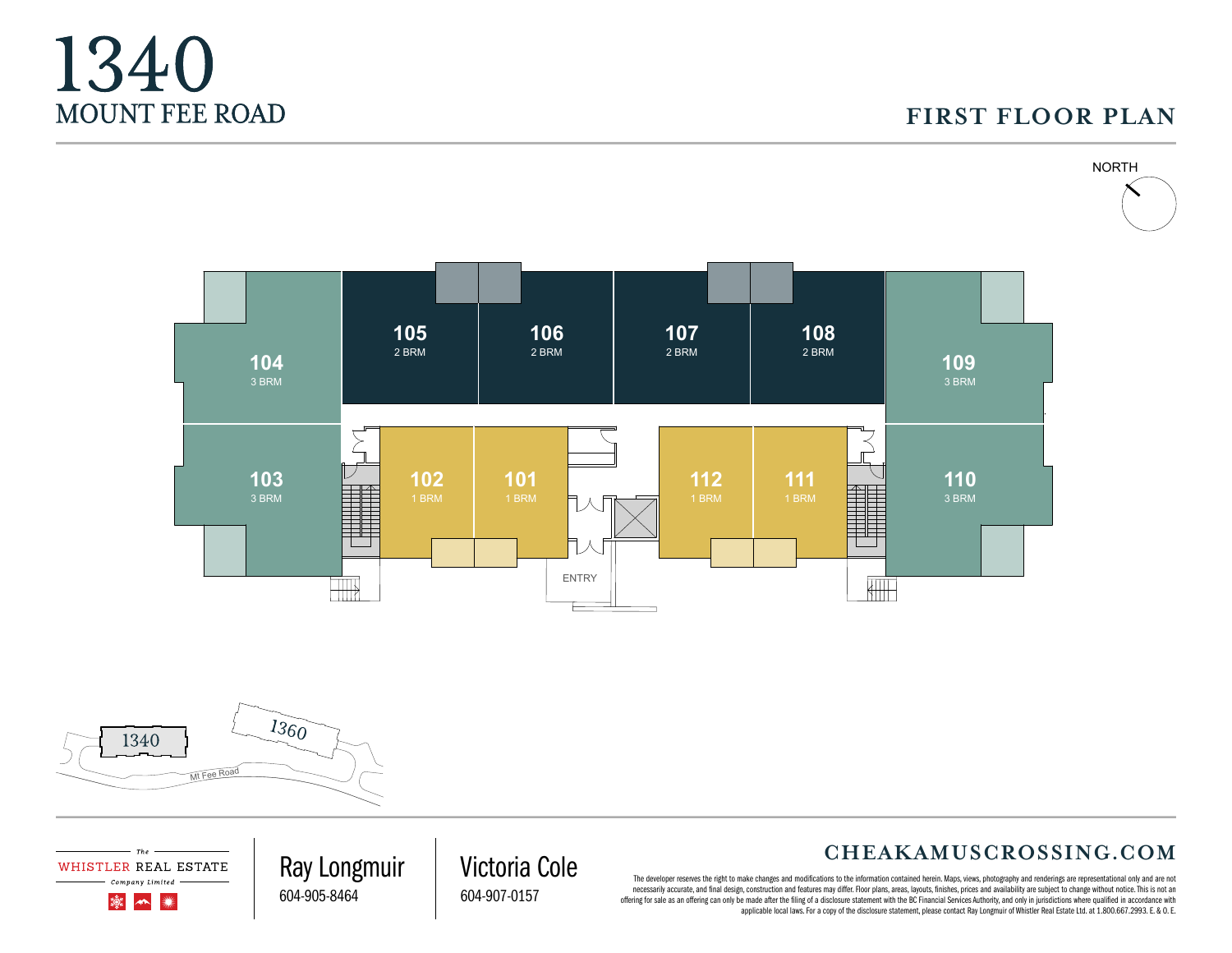# 1340
## MOUNT FEE ROAD

## FIRST FLOOR PLAN

NORTH

| Unit | Bedrooms |
|---|---|
| 101 | 1 BRM |
| 102 | 1 BRM |
| 103 | 3 BRM |
| 104 | 3 BRM |
| 105 | 2 BRM |
| 106 | 2 BRM |
| 107 | 2 BRM |
| 108 | 2 BRM |
| 109 | 3 BRM |
| 110 | 3 BRM |
| 111 | 1 BRM |
| 112 | 1 BRM |

ENTRY

1340

1360

Mt Fee Road

The WHISTLER REAL ESTATE Company Limited

Ray Longmuir
604-905-8464

Victoria Cole
604-907-0157

**CHEAKAMUSCROSSING.COM**

The developer reserves the right to make changes and modifications to the information contained herein. Maps, views, photography and renderings are representational only and are not necessarily accurate, and final design, construction and features may differ. Floor plans, areas, layouts, finishes, prices and availability are subject to change without notice. This is not an offering for sale as an offering can only be made after the filing of a disclosure statement with the BC Financial Services Authority, and only in jurisdictions where qualified in accordance with applicable local laws. For a copy of the disclosure statement, please contact Ray Longmuir of Whistler Real Estate Ltd. at 1.800.667.2993. E. & O. E.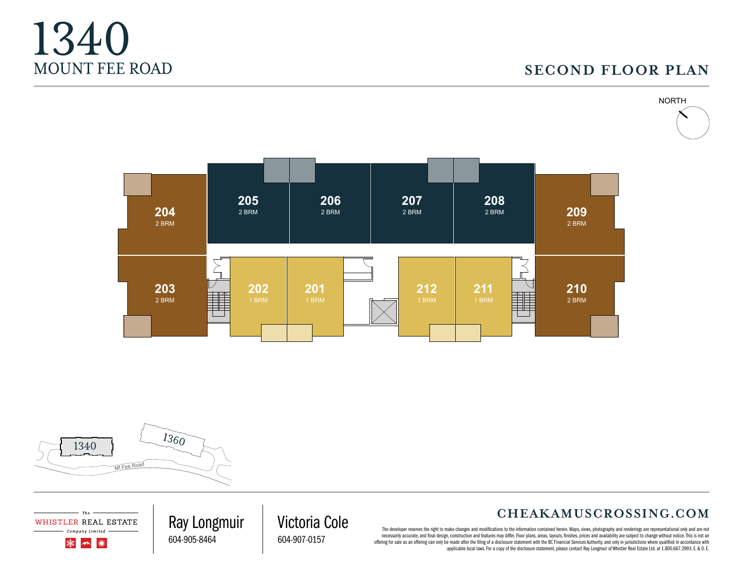# 1340
## MOUNT FEE ROAD

## SECOND FLOOR PLAN

NORTH

204
2 BRM

205
2 BRM

206
2 BRM

207
2 BRM

208
2 BRM

209
2 BRM

203
2 BRM

202
1 BRM

201
1 BRM

212
1 BRM

211
1 BRM

210
2 BRM

1340

1360

Mt Fee Road

The WHISTLER REAL ESTATE Company Limited

Ray Longmuir
604-905-8464

Victoria Cole
604-907-0157

**CHEAKAMUSCROSSING.COM**

The developer reserves the right to make changes and modifications to the information contained herein. Maps, views, photography and renderings are representational only and are not necessarily accurate, and final design, construction and features may differ. Floor plans, areas, layouts, finishes, prices and availability are subject to change without notice. This is not an offering for sale as an offering can only be made after the filing of a disclosure statement with the BC Financial Services Authority, and only in jurisdictions where qualified in accordance with applicable local laws. For a copy of the disclosure statement, please contact Ray Longmuir of Whistler Real Estate Ltd. at 1.800.667.2993. E. & O. E.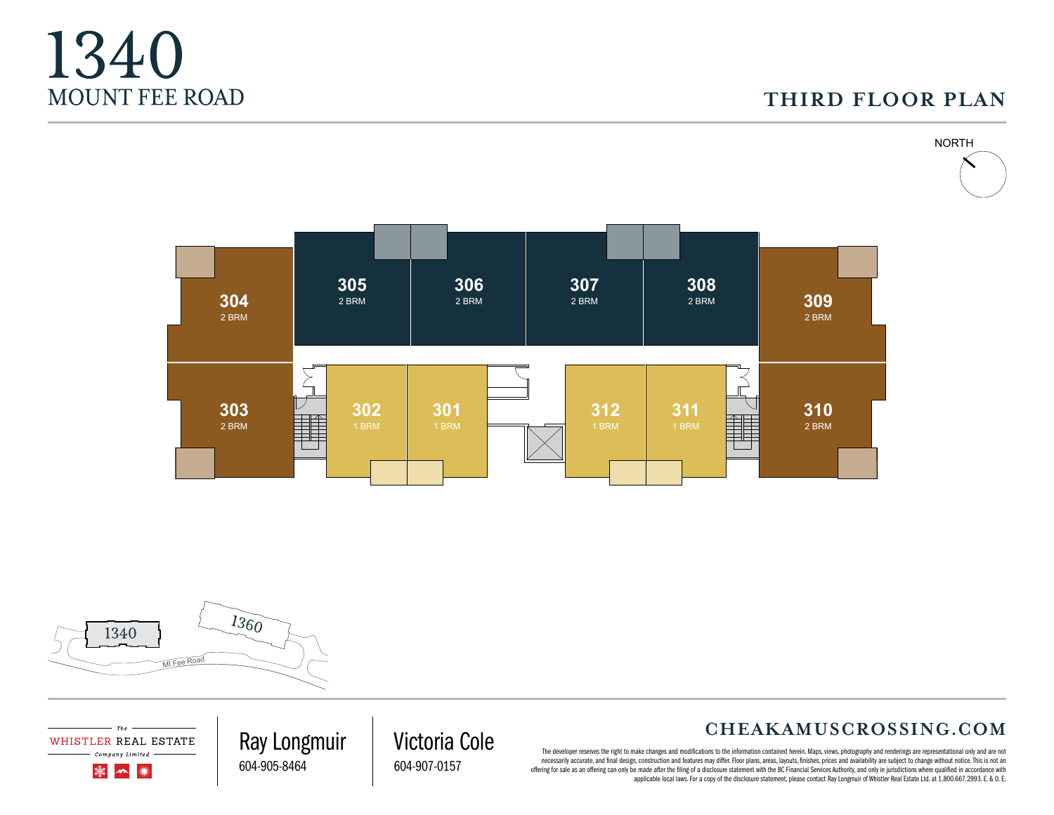# 1340
## MOUNT FEE ROAD

## THIRD FLOOR PLAN

NORTH

304
2 BRM

305
2 BRM

306
2 BRM

307
2 BRM

308
2 BRM

309
2 BRM

303
2 BRM

302
1 BRM

301
1 BRM

312
1 BRM

311
1 BRM

310
2 BRM

1340

1360

Mt Fee Road

The WHISTLER REAL ESTATE Company Limited

Ray Longmuir
604-905-8464

Victoria Cole
604-907-0157

**CHEAKAMUSCROSSING.COM**

The developer reserves the right to make changes and modifications to the information contained herein. Maps, views, photography and renderings are representational only and are not necessarily accurate, and final design, construction and features may differ. Floor plans, areas, layouts, finishes, prices and availability are subject to change without notice. This is not an offering for sale as an offering can only be made after the filing of a disclosure statement with the BC Financial Services Authority, and only in jurisdictions where qualified in accordance with applicable local laws. For a copy of the disclosure statement, please contact Ray Longmuir of Whistler Real Estate Ltd. at 1.800.667.2993. E. & O. E.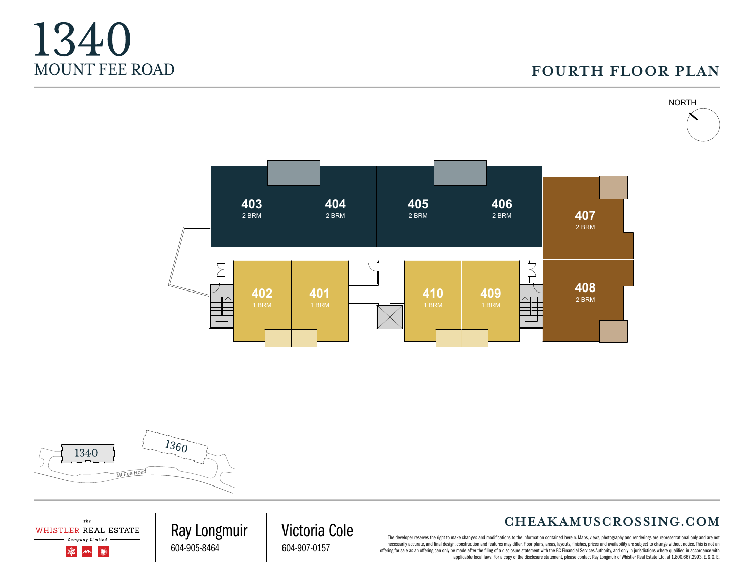# 1340
MOUNT FEE ROAD

## FOURTH FLOOR PLAN

NORTH

403
2 BRM

404
2 BRM

405
2 BRM

406
2 BRM

407
2 BRM

402
1 BRM

401
1 BRM

410
1 BRM

409
1 BRM

408
2 BRM

1340

1360

Mt Fee Road

The WHISTLER REAL ESTATE Company Limited

Ray Longmuir
604-905-8464

Victoria Cole
604-907-0157

CHEAKAMUSCROSSING.COM

The developer reserves the right to make changes and modifications to the information contained herein. Maps, views, photography and renderings are representational only and are not necessarily accurate, and final design, construction and features may differ. Floor plans, areas, layouts, finishes, prices and availability are subject to change without notice. This is not an offering for sale as an offering can only be made after the filing of a disclosure statement with the BC Financial Services Authority, and only in jurisdictions where qualified in accordance with applicable local laws. For a copy of the disclosure statement, please contact Ray Longmuir of Whistler Real Estate Ltd. at 1.800.667.2993. E. & O. E.